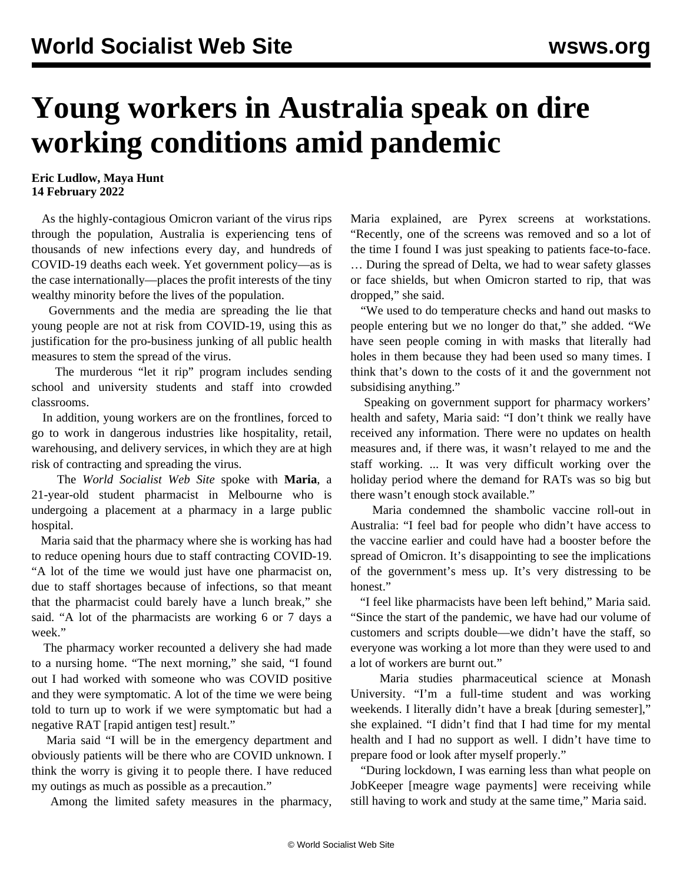# Young workers in Australia speak on dire working conditions amid pandemic

**Eric Ludlow, Maya Hunt**
**14 February 2022**

As the highly-contagious Omicron variant of the virus rips through the population, Australia is experiencing tens of thousands of new infections every day, and hundreds of COVID-19 deaths each week. Yet government policy—as is the case internationally—places the profit interests of the tiny wealthy minority before the lives of the population.

Governments and the media are spreading the lie that young people are not at risk from COVID-19, using this as justification for the pro-business junking of all public health measures to stem the spread of the virus.

The murderous "let it rip" program includes sending school and university students and staff into crowded classrooms.

In addition, young workers are on the frontlines, forced to go to work in dangerous industries like hospitality, retail, warehousing, and delivery services, in which they are at high risk of contracting and spreading the virus.

The *World Socialist Web Site* spoke with **Maria**, a 21-year-old student pharmacist in Melbourne who is undergoing a placement at a pharmacy in a large public hospital.

Maria said that the pharmacy where she is working has had to reduce opening hours due to staff contracting COVID-19. "A lot of the time we would just have one pharmacist on, due to staff shortages because of infections, so that meant that the pharmacist could barely have a lunch break," she said. "A lot of the pharmacists are working 6 or 7 days a week."

The pharmacy worker recounted a delivery she had made to a nursing home. "The next morning," she said, "I found out I had worked with someone who was COVID positive and they were symptomatic. A lot of the time we were being told to turn up to work if we were symptomatic but had a negative RAT [rapid antigen test] result."

Maria said "I will be in the emergency department and obviously patients will be there who are COVID unknown. I think the worry is giving it to people there. I have reduced my outings as much as possible as a precaution."

Among the limited safety measures in the pharmacy, Maria explained, are Pyrex screens at workstations. "Recently, one of the screens was removed and so a lot of the time I found I was just speaking to patients face-to-face. … During the spread of Delta, we had to wear safety glasses or face shields, but when Omicron started to rip, that was dropped," she said.

"We used to do temperature checks and hand out masks to people entering but we no longer do that," she added. "We have seen people coming in with masks that literally had holes in them because they had been used so many times. I think that's down to the costs of it and the government not subsidising anything."

Speaking on government support for pharmacy workers' health and safety, Maria said: "I don't think we really have received any information. There were no updates on health measures and, if there was, it wasn't relayed to me and the staff working. ... It was very difficult working over the holiday period where the demand for RATs was so big but there wasn't enough stock available."

Maria condemned the shambolic vaccine roll-out in Australia: "I feel bad for people who didn't have access to the vaccine earlier and could have had a booster before the spread of Omicron. It's disappointing to see the implications of the government's mess up. It's very distressing to be honest."

"I feel like pharmacists have been left behind," Maria said. "Since the start of the pandemic, we have had our volume of customers and scripts double—we didn't have the staff, so everyone was working a lot more than they were used to and a lot of workers are burnt out."

Maria studies pharmaceutical science at Monash University. "I'm a full-time student and was working weekends. I literally didn't have a break [during semester]," she explained. "I didn't find that I had time for my mental health and I had no support as well. I didn't have time to prepare food or look after myself properly."

"During lockdown, I was earning less than what people on JobKeeper [meagre wage payments] were receiving while still having to work and study at the same time," Maria said.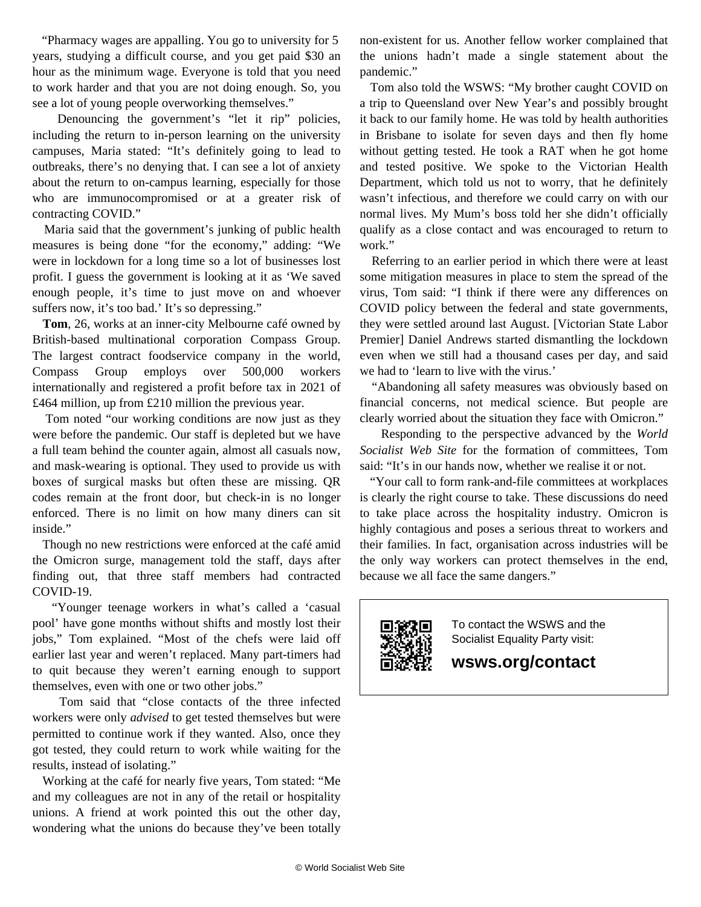"Pharmacy wages are appalling. You go to university for 5 years, studying a difficult course, and you get paid $30 an hour as the minimum wage. Everyone is told that you need to work harder and that you are not doing enough. So, you see a lot of young people overworking themselves."

Denouncing the government's "let it rip" policies, including the return to in-person learning on the university campuses, Maria stated: "It's definitely going to lead to outbreaks, there's no denying that. I can see a lot of anxiety about the return to on-campus learning, especially for those who are immunocompromised or at a greater risk of contracting COVID."

Maria said that the government's junking of public health measures is being done "for the economy," adding: "We were in lockdown for a long time so a lot of businesses lost profit. I guess the government is looking at it as 'We saved enough people, it's time to just move on and whoever suffers now, it's too bad.' It's so depressing."

**Tom**, 26, works at an inner-city Melbourne café owned by British-based multinational corporation Compass Group. The largest contract foodservice company in the world, Compass Group employs over 500,000 workers internationally and registered a profit before tax in 2021 of £464 million, up from £210 million the previous year.

Tom noted "our working conditions are now just as they were before the pandemic. Our staff is depleted but we have a full team behind the counter again, almost all casuals now, and mask-wearing is optional. They used to provide us with boxes of surgical masks but often these are missing. QR codes remain at the front door, but check-in is no longer enforced. There is no limit on how many diners can sit inside."

Though no new restrictions were enforced at the café amid the Omicron surge, management told the staff, days after finding out, that three staff members had contracted COVID-19.

"Younger teenage workers in what's called a 'casual pool' have gone months without shifts and mostly lost their jobs," Tom explained. "Most of the chefs were laid off earlier last year and weren't replaced. Many part-timers had to quit because they weren't earning enough to support themselves, even with one or two other jobs."

Tom said that "close contacts of the three infected workers were only *advised* to get tested themselves but were permitted to continue work if they wanted. Also, once they got tested, they could return to work while waiting for the results, instead of isolating."

Working at the café for nearly five years, Tom stated: "Me and my colleagues are not in any of the retail or hospitality unions. A friend at work pointed this out the other day, wondering what the unions do because they've been totally non-existent for us. Another fellow worker complained that the unions hadn't made a single statement about the pandemic."

Tom also told the WSWS: "My brother caught COVID on a trip to Queensland over New Year's and possibly brought it back to our family home. He was told by health authorities in Brisbane to isolate for seven days and then fly home without getting tested. He took a RAT when he got home and tested positive. We spoke to the Victorian Health Department, which told us not to worry, that he definitely wasn't infectious, and therefore we could carry on with our normal lives. My Mum's boss told her she didn't officially qualify as a close contact and was encouraged to return to work."

Referring to an earlier period in which there were at least some mitigation measures in place to stem the spread of the virus, Tom said: "I think if there were any differences on COVID policy between the federal and state governments, they were settled around last August. [Victorian State Labor Premier] Daniel Andrews started dismantling the lockdown even when we still had a thousand cases per day, and said we had to 'learn to live with the virus.'

"Abandoning all safety measures was obviously based on financial concerns, not medical science. But people are clearly worried about the situation they face with Omicron."

Responding to the perspective advanced by the *World Socialist Web Site* for the formation of committees, Tom said: "It's in our hands now, whether we realise it or not.

"Your call to form rank-and-file committees at workplaces is clearly the right course to take. These discussions do need to take place across the hospitality industry. Omicron is highly contagious and poses a serious threat to workers and their families. In fact, organisation across industries will be the only way workers can protect themselves in the end, because we all face the same dangers."

To contact the WSWS and the Socialist Equality Party visit:

**wsws.org/contact**